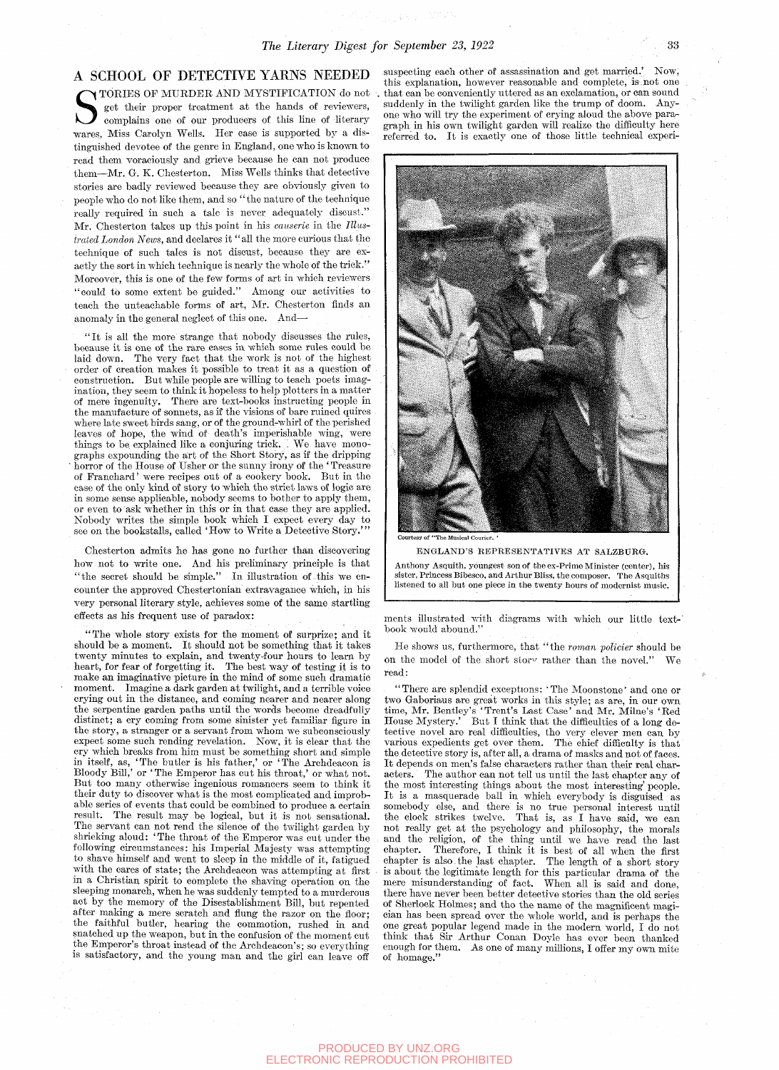## A SCHOOL OF DETECTIVE YARNS NEEDED

STORIES OF MURDER AND MYSTIFICATION do not get their proper treatment at the hands of reviewers, complains one of our producers of this line of literary wares, Miss Carolyn Wells. Her case is supported by a distinguished devotee of the genre in England, one who is known to read them voraciously and grieve because he can not produce them—Mr. G. K. Chesterton. Miss Wells thinks that detective stories are badly reviewed because they are obviously given to people who do not like them, and so "the nature of the technique really required in such a tale is never adequately discust." Mr. Chesterton takes up this point in his *causerie* in the *Illustrated London News*, and declares it "all the more curious that the technique of such tales is not discust, because they are exactly the sort in which technique is nearly the whole of the trick." Moreover, this is one of the few forms of art in which reviewers "could to some extent be guided." Among our activities to teach the unteachable forms of art, Mr. Chesterton finds an anomaly in the general neglect of this one. And—

"It is all the more strange that nobody discusses the rules, because it is one of the rare cases in which some rules could be laid down. The very fact that the work is not of the highest order of creation makes it possible to treat it as a question of construction. But while people are willing to teach poets imagination, they seem to think it hopeless to help plotters in a matter of mere ingenuity. There are text-books instructing people in the manufacture of sonnets, as if the visions of bare ruined quires where late sweet birds sang, or of the ground-whirl of the perished leaves of hope, the wind of death's imperishable wing, were things to be explained like a conjuring trick. We have monographs expounding the art of the Short Story, as if the dripping horror of the House of Usher or the sunny irony of the 'Treasure of Franchard' were recipes out of a cookery book. But in the case of the only kind of story to which the strict laws of logic are in some sense applicable, nobody seems to bother to apply them, or even to ask whether in this or in that case they are applied. Nobody writes the simple book which I expect every day to see on the bookstalls, called 'How to Write a Detective Story.'"

Chesterton admits he has gone no further than discovering how not to write one. And his preliminary principle is that "the secret should be simple." In illustration of this we encounter the approved Chestertonian extravagance which, in his very personal literary style, achieves some of the same startling effects as his frequent use of paradox:

"The whole story exists for the moment of surprize; and it should be a moment. It should not be something that it takes twenty minutes to explain, and twenty-four hours to learn by heart, for fear of forgetting it. The best way of testing it is to make an imaginative picture in the mind of some such dramatic moment. Imagine a dark garden at twilight, and a terrible voice crying out in the distance, and coming nearer and nearer along the serpentine garden paths until the words become dreadfully distinct; a cry coming from some sinister yet familiar figure in the story, a stranger or a servant from whom we subconsciously expect some such rending revelation. Now, it is clear that the cry which breaks from him must be something short and simple in itself, as, 'The butler is his father,' or 'The Archdeacon is Bloody Bill,' or 'The Emperor has cut his throat,' or what not. But too many otherwise ingenious romancers seem to think it their duty to discover what is the most complicated and improbable series of events that could be combined to produce a certain result. The result may be logical, but it is not sensational. The servant can not rend the silence of the twilight garden by shrieking aloud: 'The throat of the Emperor was cut under the following circumstances: his Imperial Majesty was attempting to shave himself and went to sleep in the middle of it, fatigued with the cares of state; the Archdeacon was attempting at first in a Christian spirit to complete the shaving operation on the sleeping monarch, when he was suddenly tempted to a murderous act by the memory of the Disestablishment Bill, but repented after making a mere scratch and flung the razor on the floor; the faithful butler, hearing the commotion, rushed in and snatched up the weapon, but in the confusion of the moment cut the Emperor's throat instead of the Archdeacon's; so everything is satisfactory, and the young man and the girl can leave off suspecting each other of assassination and get married.' Now, this explanation, however reasonable and complete, is not one that can be conveniently uttered as an exclamation, or can sound suddenly in the twilight garden like the trump of doom. Any one who will try the experiment of crying aloud the above paragraph in his own twilight garden will realize the difficulty here referred to. It is exactly one of those little technical experiments illustrated with diagrams with which our little text-book would abound."

Courtesy of "The Musical Courier."

ENGLAND'S REPRESENTATIVES AT SALZBURG.

Anthony Asquith, youngest son of the ex-Prime Minister (center), his sister, Princess Bibesco, and Arthur Bliss, the composer. The Asquiths listened to all but one piece in the twenty hours of modernist music.

He shows us, furthermore, that "the *roman policier* should be on the model of the short story rather than the novel." We read:

"There are splendid exceptions: 'The Moonstone' and one or two Gaboriaus are great works in this style; as are, in our own time, Mr. Bentley's 'Trent's Last Case' and Mr. Milne's 'Red House Mystery.' But I think that the difficulties of a long detective novel are real difficulties, tho very clever men can by various expedients get over them. The chief difficulty is that the detective story is, after all, a drama of masks and not of faces. It depends on men's false characters rather than their real characters. The author can not tell us until the last chapter any of the most interesting things about the most interesting people. It is a masquerade ball in which everybody is disguised as somebody else, and there is no true personal interest until the clock strikes twelve. That is, as I have said, we can not really get at the psychology and philosophy, the morals and the religion, of the thing until we have read the last chapter. Therefore, I think it is best of all when the first chapter is also the last chapter. The length of a short story is about the legitimate length for this particular drama of the mere misunderstanding of fact. When all is said and done, there have never been better detective stories than the old series of Sherlock Holmes; and tho the name of the magnificent magician has been spread over the whole world, and is perhaps the one great popular legend made in the modern world, I do not think that Sir Arthur Conan Doyle has ever been thanked enough for them. As one of many millions, I offer my own mite of homage."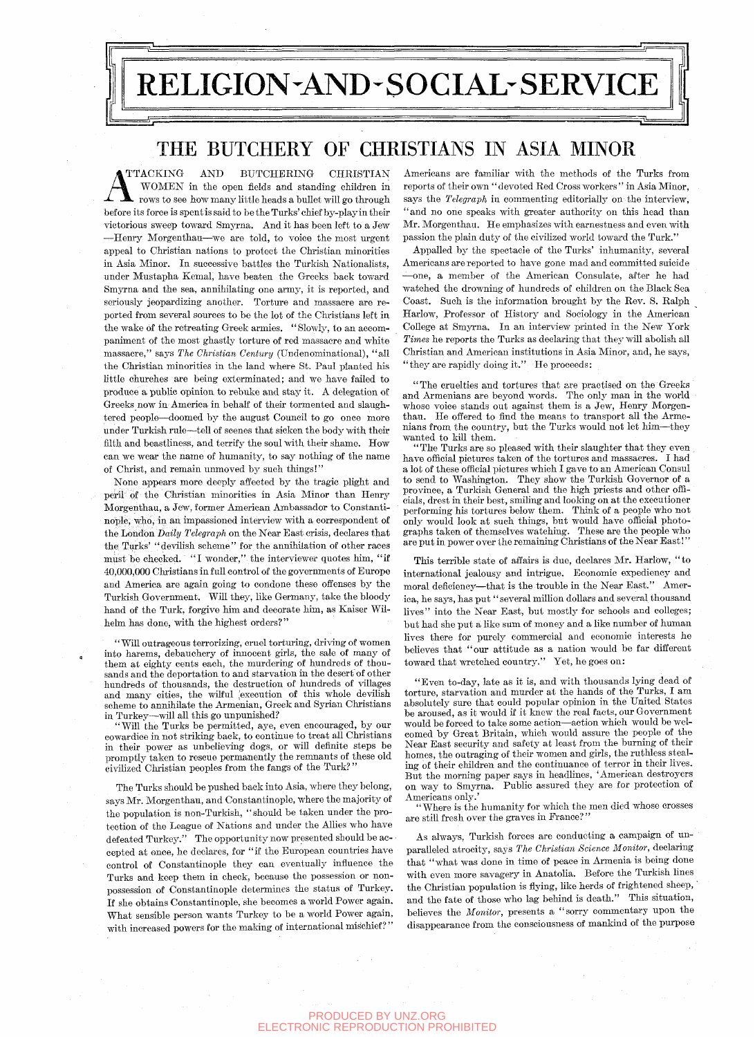# RELIGION-AND-SOCIAL-SERVICE

## THE BUTCHERY OF CHRISTIANS IN ASIA MINOR

ATTACKING AND BUTCHERING CHRISTIAN WOMEN in the open fields and standing children in rows to see how many little heads a bullet will go through before its force is spent is said to be the Turks' chief by-play in their victorious sweep toward Smyrna. And it has been left to a Jew—Henry Morgenthau—we are told, to voice the most urgent appeal to Christian nations to protect the Christian minorities in Asia Minor. In successive battles the Turkish Nationalists, under Mustapha Kemal, have beaten the Greeks back toward Smyrna and the sea, annihilating one army, it is reported, and seriously jeopardizing another. Torture and massacre are reported from several sources to be the lot of the Christians left in the wake of the retreating Greek armies. "Slowly, to an accompaniment of the most ghastly torture of red massacre and white massacre," says *The Christian Century* (Undenominational), "all the Christian minorities in the land where St. Paul planted his little churches are being exterminated; and we have failed to produce a public opinion to rebuke and stay it. A delegation of Greeks now in America in behalf of their tormented and slaughtered people—doomed by the august Council to go once more under Turkish rule—tell of scenes that sicken the body with their filth and beastliness, and terrify the soul with their shame. How can we wear the name of humanity, to say nothing of the name of Christ, and remain unmoved by such things!"

None appears more deeply affected by the tragic plight and peril of the Christian minorities in Asia Minor than Henry Morgenthau, a Jew, former American Ambassador to Constantinople, who, in an impassioned interview with a correspondent of the London *Daily Telegraph* on the Near East crisis, declares that the Turks' "devilish scheme" for the annihilation of other races must be checked. "I wonder," the interviewer quotes him, "if 40,000,000 Christians in full control of the governments of Europe and America are again going to condone these offenses by the Turkish Government. Will they, like Germany, take the bloody hand of the Turk, forgive him and decorate him, as Kaiser Wilhelm has done, with the highest orders?"

"Will outrageous terrorizing, cruel torturing, driving of women into harems, debauchery of innocent girls, the sale of many of them at eighty cents each, the murdering of hundreds of thousands and the deportation to and starvation in the desert of other hundreds of thousands, the destruction of hundreds of villages and many cities, the wilful execution of this whole devilish scheme to annihilate the Armenian, Greek and Syrian Christians in Turkey—will all this go unpunished?

"Will the Turks be permitted, aye, even encouraged, by our cowardice in not striking back, to continue to treat all Christians in their power as unbelieving dogs, or will definite steps be promptly taken to rescue permanently the remnants of these old civilized Christian peoples from the fangs of the Turk?"

The Turks should be pushed back into Asia, where they belong, says Mr. Morgenthau, and Constantinople, where the majority of the population is non-Turkish, "should be taken under the protection of the League of Nations and under the Allies who have defeated Turkey." The opportunity now presented should be accepted at once, he declares, for "if the European countries have control of Constantinople they can eventually influence the Turks and keep them in check, because the possession or non-possession of Constantinople determines the status of Turkey. If she obtains Constantinople, she becomes a world Power again. What sensible person wants Turkey to be a world Power again, with increased powers for the making of international mischief?"

Americans are familiar with the methods of the Turks from reports of their own "devoted Red Cross workers" in Asia Minor, says the *Telegraph* in commenting editorially on the interview, "and no one speaks with greater authority on this head than Mr. Morgenthau. He emphasizes with earnestness and even with passion the plain duty of the civilized world toward the Turk."

Appalled by the spectacle of the Turks' inhumanity, several Americans are reported to have gone mad and committed suicide—one, a member of the American Consulate, after he had watched the drowning of hundreds of children on the Black Sea Coast. Such is the information brought by the Rev. S. Ralph Harlow, Professor of History and Sociology in the American College at Smyrna. In an interview printed in the New York *Times* he reports the Turks as declaring that they will abolish all Christian and American institutions in Asia Minor, and, he says, "they are rapidly doing it." He proceeds:

"The cruelties and tortures that are practised on the Greeks and Armenians are beyond words. The only man in the world whose voice stands out against them is a Jew, Henry Morgenthau. He offered to find the means to transport all the Armenians from the country, but the Turks would not let him—they wanted to kill them.

"The Turks are so pleased with their slaughter that they even have official pictures taken of the tortures and massacres. I had a lot of these official pictures which I gave to an American Consul to send to Washington. They show the Turkish Governor of a province, a Turkish General and the high priests and other officials, drest in their best, smiling and looking on at the executioner performing his tortures below them. Think of a people who not only would look at such things, but would have official photographs taken of themselves watching. These are the people who are put in power over the remaining Christians of the Near East!"

This terrible state of affairs is due, declares Mr. Harlow, "to international jealousy and intrigue. Economic expediency and moral deficiency—that is the trouble in the Near East." America, he says, has put "several million dollars and several thousand lives" into the Near East, but mostly for schools and colleges; but had she put a like sum of money and a like number of human lives there for purely commercial and economic interests he believes that "our attitude as a nation would be far different toward that wretched country." Yet, he goes on:

"Even to-day, late as it is, and with thousands lying dead of torture, starvation and murder at the hands of the Turks, I am absolutely sure that could popular opinion in the United States be aroused, as it would if it knew the real facts, our Government would be forced to take some action—action which would be welcomed by Great Britain, which would assure the people of the Near East security and safety at least from the burning of their homes, the outraging of their women and girls, the ruthless stealing of their children and the continuance of terror in their lives. But the morning paper says in headlines, 'American destroyers on way to Smyrna. Public assured they are for protection of Americans only.'

"Where is the humanity for which the men died whose crosses are still fresh over the graves in France?"

As always, Turkish forces are conducting a campaign of unparalleled atrocity, says *The Christian Science Monitor*, declaring that "what was done in time of peace in Armenia is being done with even more savagery in Anatolia. Before the Turkish lines the Christian population is flying, like herds of frightened sheep, and the fate of those who lag behind is death." This situation, believes the *Monitor*, presents a "sorry commentary upon the disappearance from the consciousness of mankind of the purpose